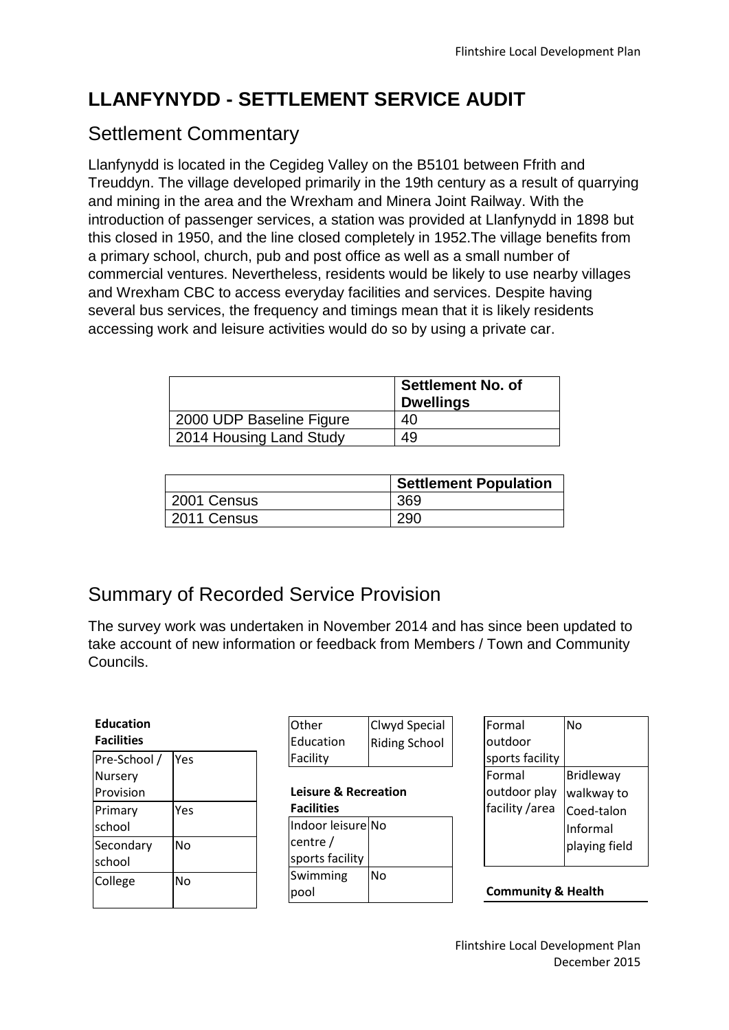# LLANFYNYDD - SETTLEMENT SERVICE AUDIT

## Settlement Commentary

Llanfynydd is located in the Cegideg Valley on the B5101 between Ffrith and Treuddyn. The village developed primarily in the 19th century as a result of quarrying and mining in the area and the Wrexham and Minera Joint Railway. With the introduction of passenger services, a station was provided at Llanfynydd in 1898 but this closed in 1950, and the line closed completely in 1952.The village benefits from a primary school, church, pub and post office as well as a small number of commercial ventures. Nevertheless, residents would be likely to use nearby villages and Wrexham CBC to access everyday facilities and services. Despite having several bus services, the frequency and timings mean that it is likely residents accessing work and leisure activities would do so by using a private car.

| | Settlement No. of Dwellings |
|---|---|
| 2000 UDP Baseline Figure | 40 |
| 2014 Housing Land Study | 49 |

| | Settlement Population |
|---|---|
| 2001 Census | 369 |
| 2011 Census | 290 |

## Summary of Recorded Service Provision

The survey work was undertaken in November 2014 and has since been updated to take account of new information or feedback from Members / Town and Community Councils.

**Education Facilities**

| | |
|---|---|
| Pre-School / Nursery Provision | Yes |
| Primary school | Yes |
| Secondary school | No |
| College | No |

| | |
|---|---|
| Other Education Facility | Clwyd Special Riding School |

**Leisure & Recreation Facilities**

| | |
|---|---|
| Indoor leisure centre / sports facility | No |
| Swimming pool | No |
| Formal outdoor sports facility | No |
| Formal outdoor play facility /area | Bridleway walkway to Coed-talon Informal playing field |

**Community & Health**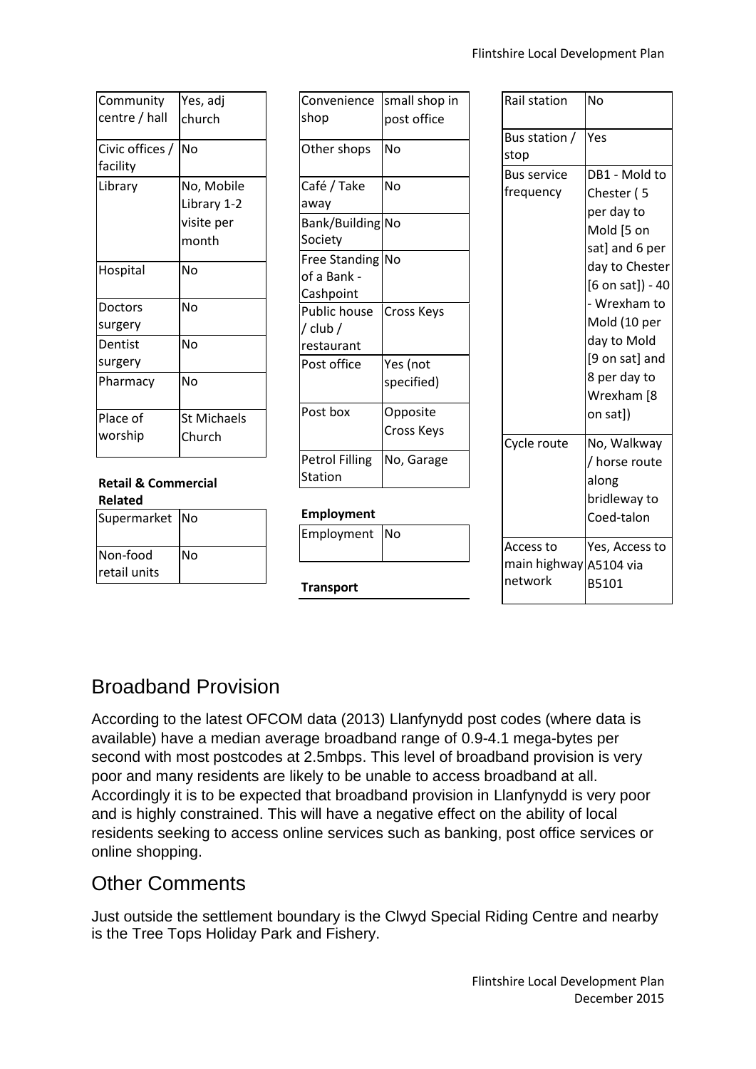| Community centre / hall | Yes, adj church |
| --- | --- |
| Civic offices / facility | No |
| Library | No, Mobile Library 1-2 visite per month |
| Hospital | No |
| Doctors surgery | No |
| Dentist surgery | No |
| Pharmacy | No |
| Place of worship | St Michaels Church |

**Retail & Commercial Related**

| Supermarket | No |
| --- | --- |
| Non-food retail units | No |

| Convenience shop | small shop in post office |
| --- | --- |
| Other shops | No |
| Café / Take away | No |
| Bank/Building Society | No |
| Free Standing of a Bank - Cashpoint | No |
| Public house / club / restaurant | Cross Keys |
| Post office | Yes (not specified) |
| Post box | Opposite Cross Keys |
| Petrol Filling Station | No, Garage |

**Employment**

| Employment | No |
| --- | --- |

**Transport**

| Rail station | No |
| --- | --- |
| Bus station / stop | Yes |
| Bus service frequency | DB1 - Mold to Chester ( 5 per day to Mold [5 on sat] and 6 per day to Chester [6 on sat]) - 40 - Wrexham to Mold (10 per day to Mold [9 on sat] and 8 per day to Wrexham [8 on sat]) |
| Cycle route | No, Walkway / horse route along bridleway to Coed-talon |
| Access to main highway network | Yes, Access to A5104 via B5101 |

## Broadband Provision

According to the latest OFCOM data (2013) Llanfynydd post codes (where data is available) have a median average broadband range of 0.9-4.1 mega-bytes per second with most postcodes at 2.5mbps. This level of broadband provision is very poor and many residents are likely to be unable to access broadband at all. Accordingly it is to be expected that broadband provision in Llanfynydd is very poor and is highly constrained. This will have a negative effect on the ability of local residents seeking to access online services such as banking, post office services or online shopping.

## Other Comments

Just outside the settlement boundary is the Clwyd Special Riding Centre and nearby is the Tree Tops Holiday Park and Fishery.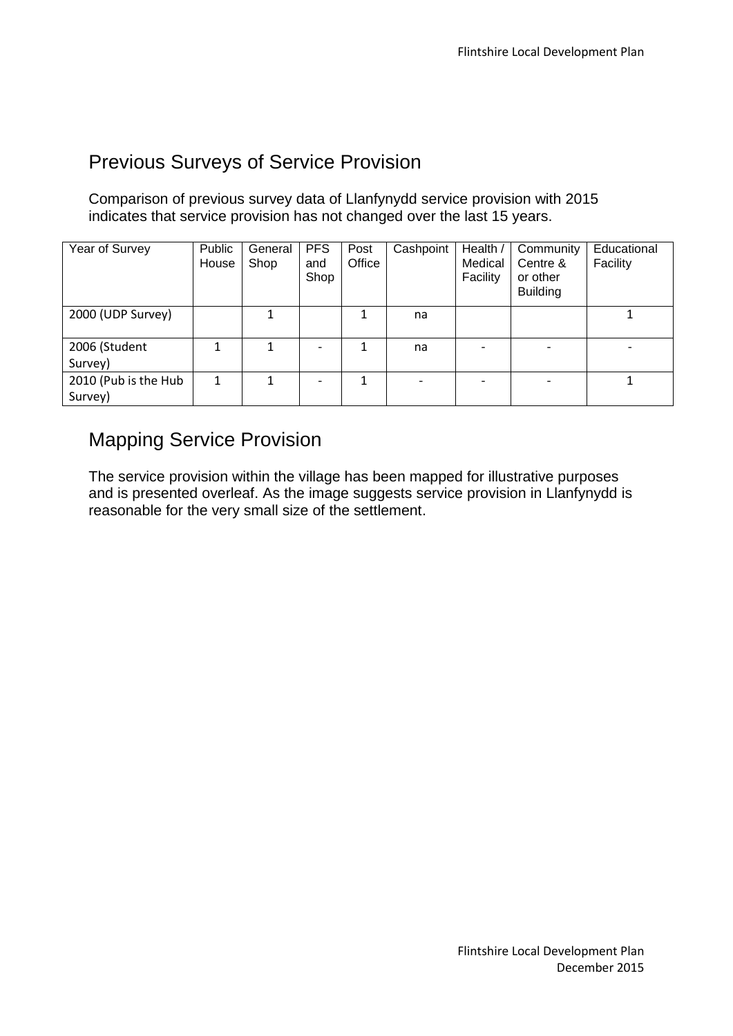## Previous Surveys of Service Provision

Comparison of previous survey data of Llanfynydd service provision with 2015 indicates that service provision has not changed over the last 15 years.

| Year of Survey | Public House | General Shop | PFS and Shop | Post Office | Cashpoint | Health / Medical Facility | Community Centre & or other Building | Educational Facility |
|---|---|---|---|---|---|---|---|---|
| 2000 (UDP Survey) | | 1 | | 1 | na | | | 1 |
| 2006 (Student Survey) | 1 | 1 | - | 1 | na | - | - | - |
| 2010 (Pub is the Hub Survey) | 1 | 1 | - | 1 | - | - | - | 1 |

## Mapping Service Provision

The service provision within the village has been mapped for illustrative purposes and is presented overleaf. As the image suggests service provision in Llanfynydd is reasonable for the very small size of the settlement.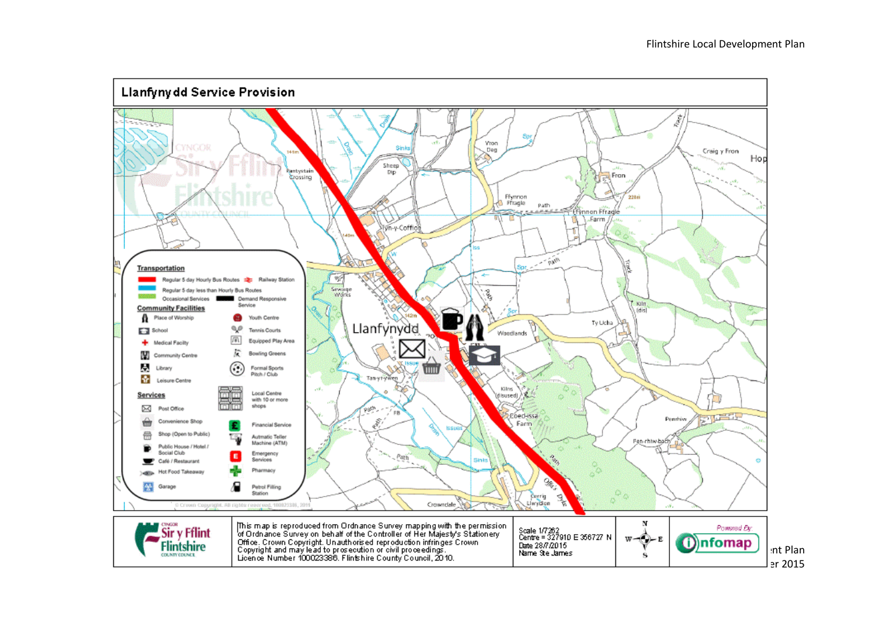## Llanfynydd Service Provision

**Transportation**

- Regular 5 day Hourly Bus Routes
- Railway Station
- Regular 5 day less than Hourly Bus Routes
- Occasional Services
- Demand Responsive Service

**Community Facilities**

- Place of Worship
- Youth Centre
- School
- Tennis Courts
- Medical Facility
- Equipped Play Area
- Community Centre
- Bowling Greens
- Library
- Formal Sports Pitch / Club
- Leisure Centre

**Services**

- Local Centre with 10 or more shops
- Post Office
- Convenience Shop
- Financial Service
- Shop (Open to Public)
- Automatic Teller Machine (ATM)
- Public House / Hotel / Social Club
- Emergency Services
- Café / Restaurant
- Pharmacy
- Hot Food Takeaway
- Garage
- Petrol Filling Station

This map is reproduced from Ordnance Survey mapping with the permission of Ordnance Survey on behalf of the Controller of Her Majesty's Stationery Office. Crown Copyright. Unauthorised reproduction infringes Crown Copyright and may lead to prosecution or civil proceedings. Licence Number 100023386. Flintshire County Council, 2010.

Scale 1/7262
Centre = 327910 E 356727 N
Date 28/7/2015
Name Ste James